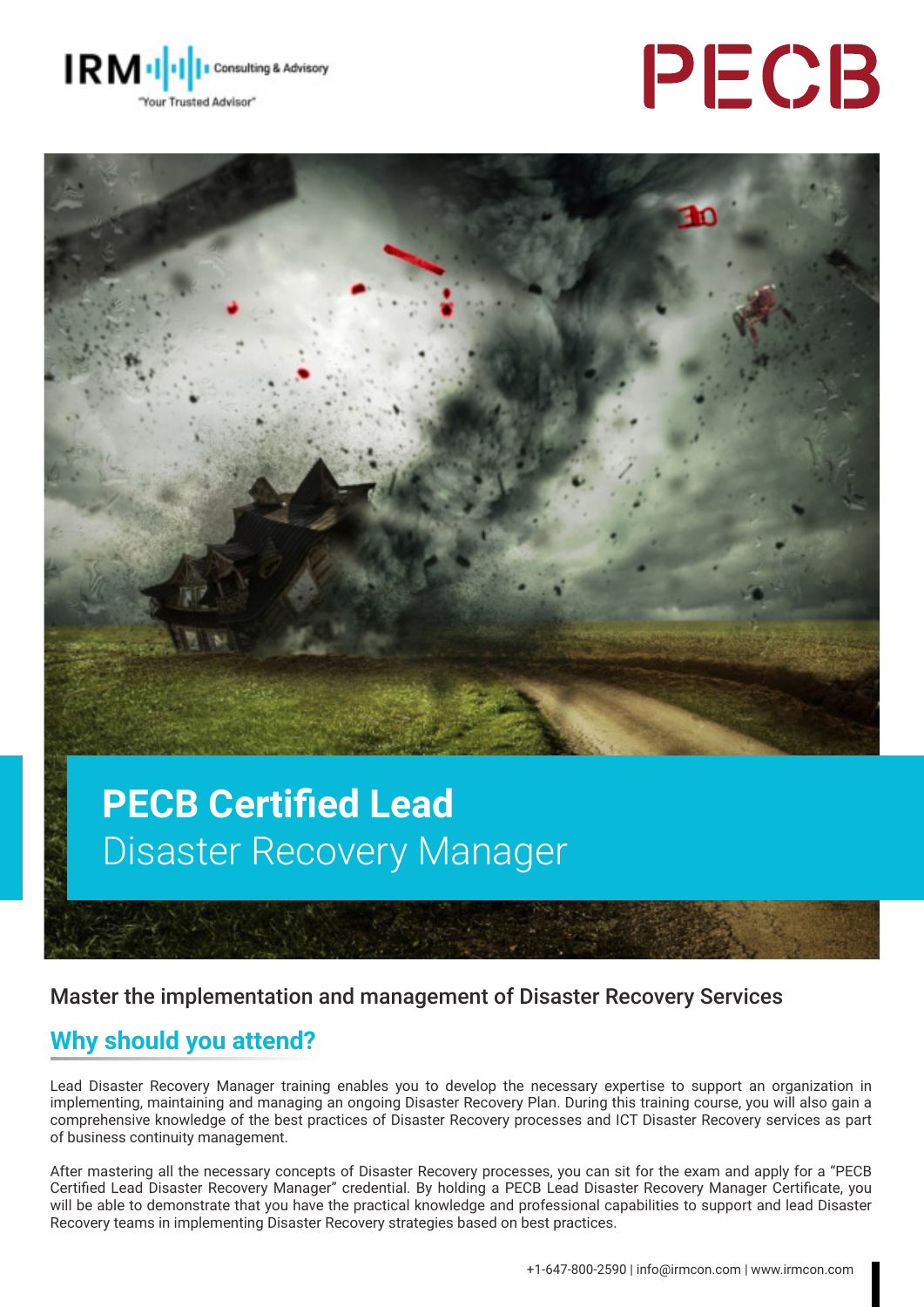IRM Consulting & Advisory
"Your Trusted Advisor"

PECB

# PECB Certified Lead Disaster Recovery Manager

Master the implementation and management of Disaster Recovery Services

## Why should you attend?

Lead Disaster Recovery Manager training enables you to develop the necessary expertise to support an organization in implementing, maintaining and managing an ongoing Disaster Recovery Plan. During this training course, you will also gain a comprehensive knowledge of the best practices of Disaster Recovery processes and ICT Disaster Recovery services as part of business continuity management.

After mastering all the necessary concepts of Disaster Recovery processes, you can sit for the exam and apply for a "PECB Certified Lead Disaster Recovery Manager" credential. By holding a PECB Lead Disaster Recovery Manager Certificate, you will be able to demonstrate that you have the practical knowledge and professional capabilities to support and lead Disaster Recovery teams in implementing Disaster Recovery strategies based on best practices.

+1-647-800-2590 | info@irmcon.com | www.irmcon.com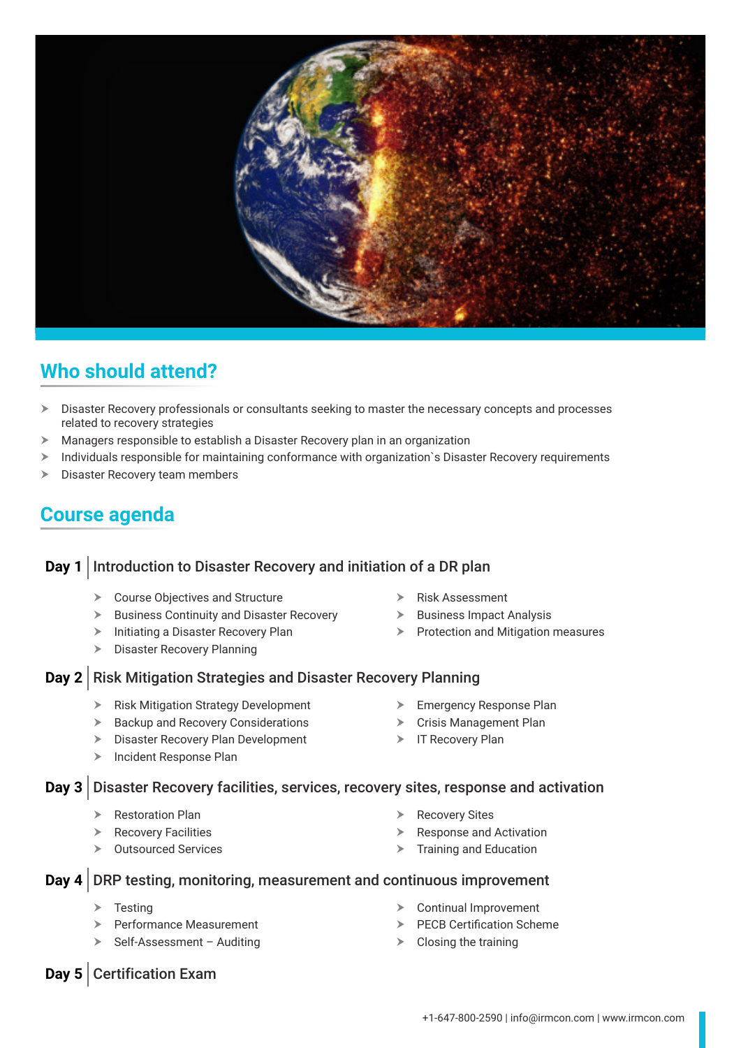## Who should attend?

- Disaster Recovery professionals or consultants seeking to master the necessary concepts and processes related to recovery strategies
- Managers responsible to establish a Disaster Recovery plan in an organization
- Individuals responsible for maintaining conformance with organization`s Disaster Recovery requirements
- Disaster Recovery team members

## Course agenda

### Day 1 | Introduction to Disaster Recovery and initiation of a DR plan

- Course Objectives and Structure
- Business Continuity and Disaster Recovery
- Initiating a Disaster Recovery Plan
- Disaster Recovery Planning
- Risk Assessment
- Business Impact Analysis
- Protection and Mitigation measures

### Day 2 | Risk Mitigation Strategies and Disaster Recovery Planning

- Risk Mitigation Strategy Development
- Backup and Recovery Considerations
- Disaster Recovery Plan Development
- Incident Response Plan
- Emergency Response Plan
- Crisis Management Plan
- IT Recovery Plan

### Day 3 | Disaster Recovery facilities, services, recovery sites, response and activation

- Restoration Plan
- Recovery Facilities
- Outsourced Services
- Recovery Sites
- Response and Activation
- Training and Education

### Day 4 | DRP testing, monitoring, measurement and continuous improvement

- Testing
- Performance Measurement
- Self-Assessment – Auditing
- Continual Improvement
- PECB Certification Scheme
- Closing the training

### Day 5 | Certification Exam

+1-647-800-2590 | info@irmcon.com | www.irmcon.com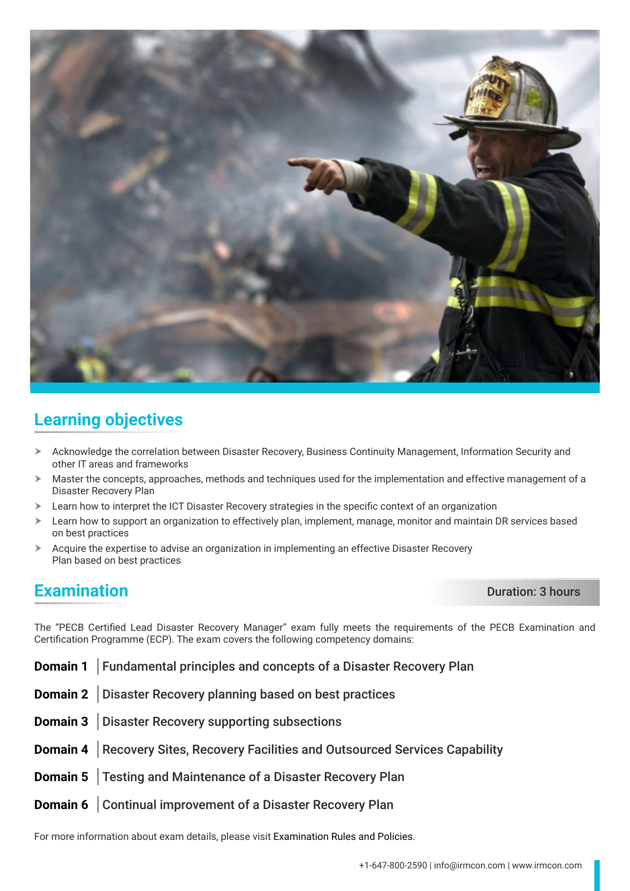## Learning objectives

- Acknowledge the correlation between Disaster Recovery, Business Continuity Management, Information Security and other IT areas and frameworks
- Master the concepts, approaches, methods and techniques used for the implementation and effective management of a Disaster Recovery Plan
- Learn how to interpret the ICT Disaster Recovery strategies in the specific context of an organization
- Learn how to support an organization to effectively plan, implement, manage, monitor and maintain DR services based on best practices
- Acquire the expertise to advise an organization in implementing an effective Disaster Recovery Plan based on best practices

## Examination

**Duration: 3 hours**

The "PECB Certified Lead Disaster Recovery Manager" exam fully meets the requirements of the PECB Examination and Certification Programme (ECP). The exam covers the following competency domains:

**Domain 1** | Fundamental principles and concepts of a Disaster Recovery Plan

**Domain 2** | Disaster Recovery planning based on best practices

**Domain 3** | Disaster Recovery supporting subsections

**Domain 4** | Recovery Sites, Recovery Facilities and Outsourced Services Capability

**Domain 5** | Testing and Maintenance of a Disaster Recovery Plan

**Domain 6** | Continual improvement of a Disaster Recovery Plan

For more information about exam details, please visit Examination Rules and Policies.

+1-647-800-2590 | info@irmcon.com | www.irmcon.com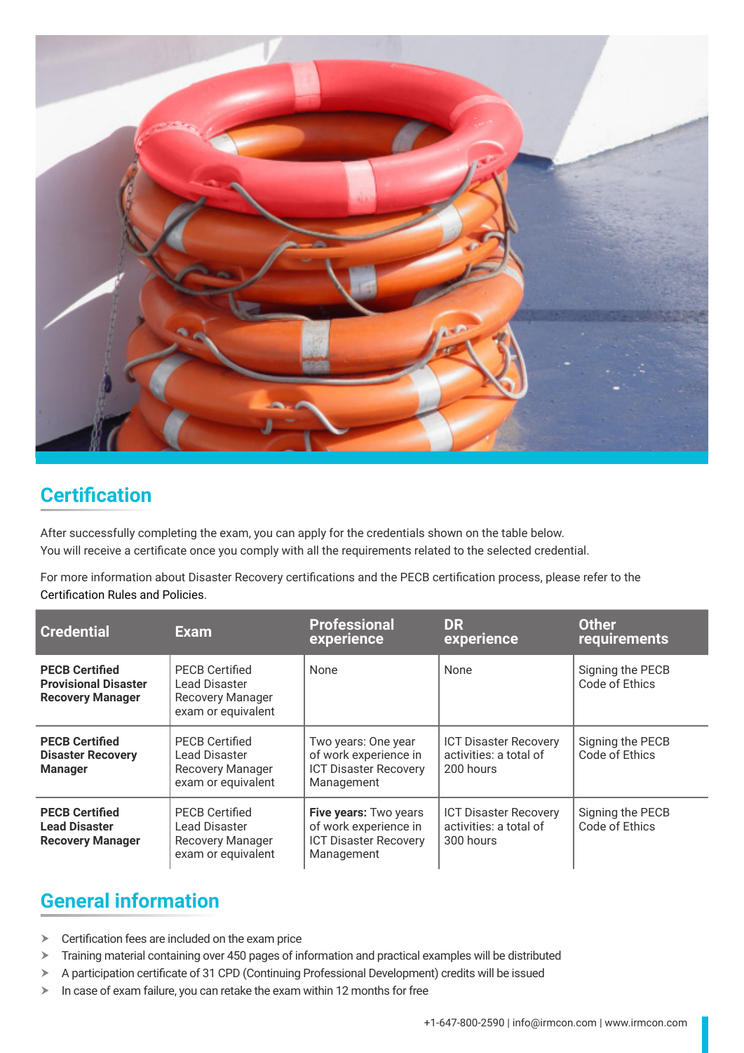## Certification

After successfully completing the exam, you can apply for the credentials shown on the table below.
You will receive a certificate once you comply with all the requirements related to the selected credential.

For more information about Disaster Recovery certifications and the PECB certification process, please refer to the Certification Rules and Policies.

| Credential | Exam | Professional experience | DR experience | Other requirements |
|---|---|---|---|---|
| **PECB Certified Provisional Disaster Recovery Manager** | PECB Certified Lead Disaster Recovery Manager exam or equivalent | None | None | Signing the PECB Code of Ethics |
| **PECB Certified Disaster Recovery Manager** | PECB Certified Lead Disaster Recovery Manager exam or equivalent | Two years: One year of work experience in ICT Disaster Recovery Management | ICT Disaster Recovery activities: a total of 200 hours | Signing the PECB Code of Ethics |
| **PECB Certified Lead Disaster Recovery Manager** | PECB Certified Lead Disaster Recovery Manager exam or equivalent | **Five years:** Two years of work experience in ICT Disaster Recovery Management | ICT Disaster Recovery activities: a total of 300 hours | Signing the PECB Code of Ethics |

## General information

- Certification fees are included on the exam price
- Training material containing over 450 pages of information and practical examples will be distributed
- A participation certificate of 31 CPD (Continuing Professional Development) credits will be issued
- In case of exam failure, you can retake the exam within 12 months for free

+1-647-800-2590 | info@irmcon.com | www.irmcon.com